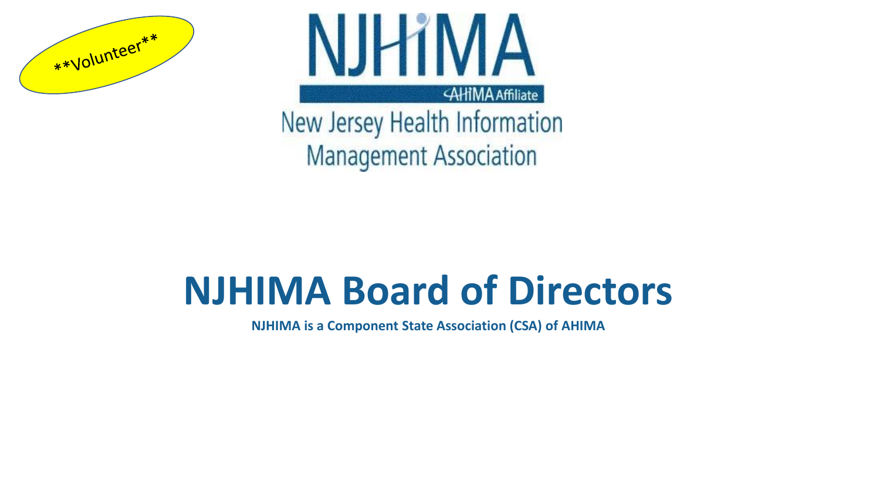**Volunteer**

NJHIMA

AHIMA Affiliate

New Jersey Health Information Management Association

# NJHIMA Board of Directors

**NJHIMA is a Component State Association (CSA) of AHIMA**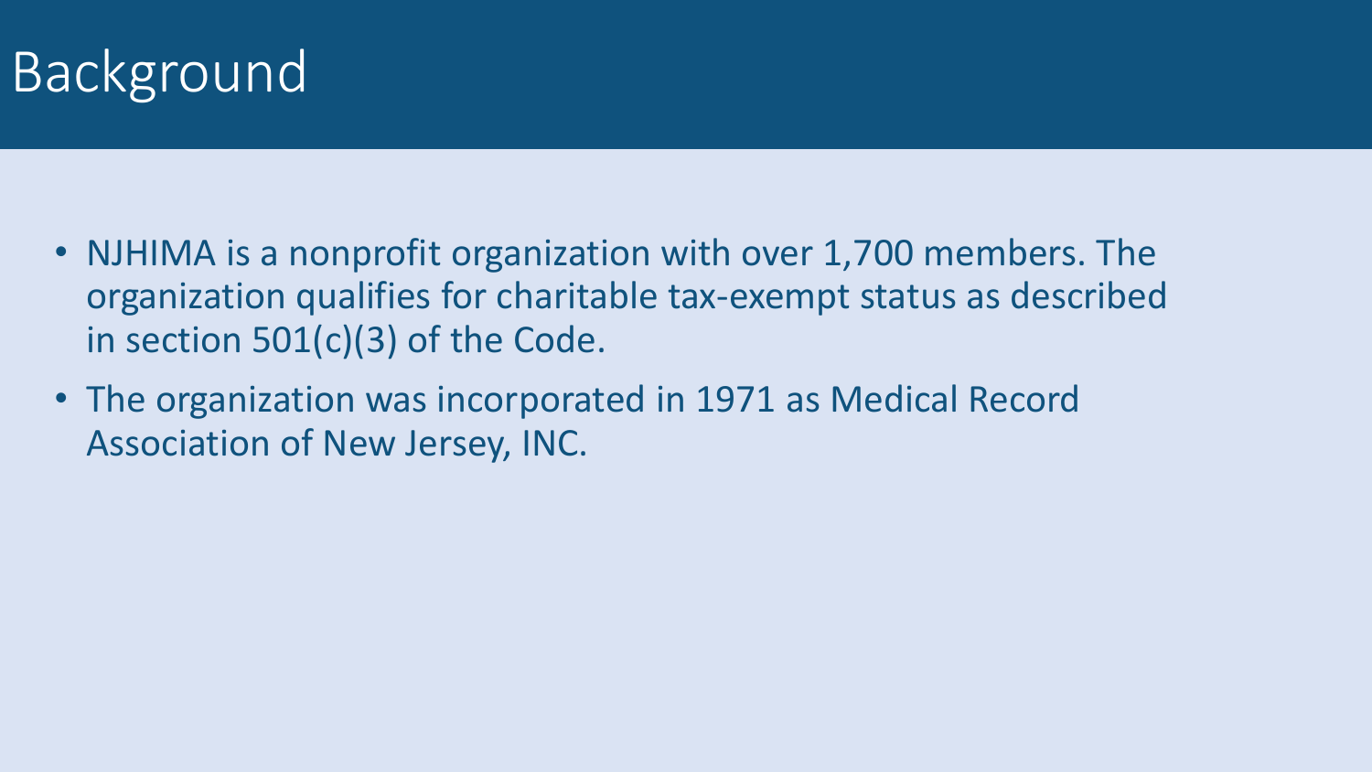# Background

- NJHIMA is a nonprofit organization with over 1,700 members. The organization qualifies for charitable tax-exempt status as described in section 501(c)(3) of the Code.
- The organization was incorporated in 1971 as Medical Record Association of New Jersey, INC.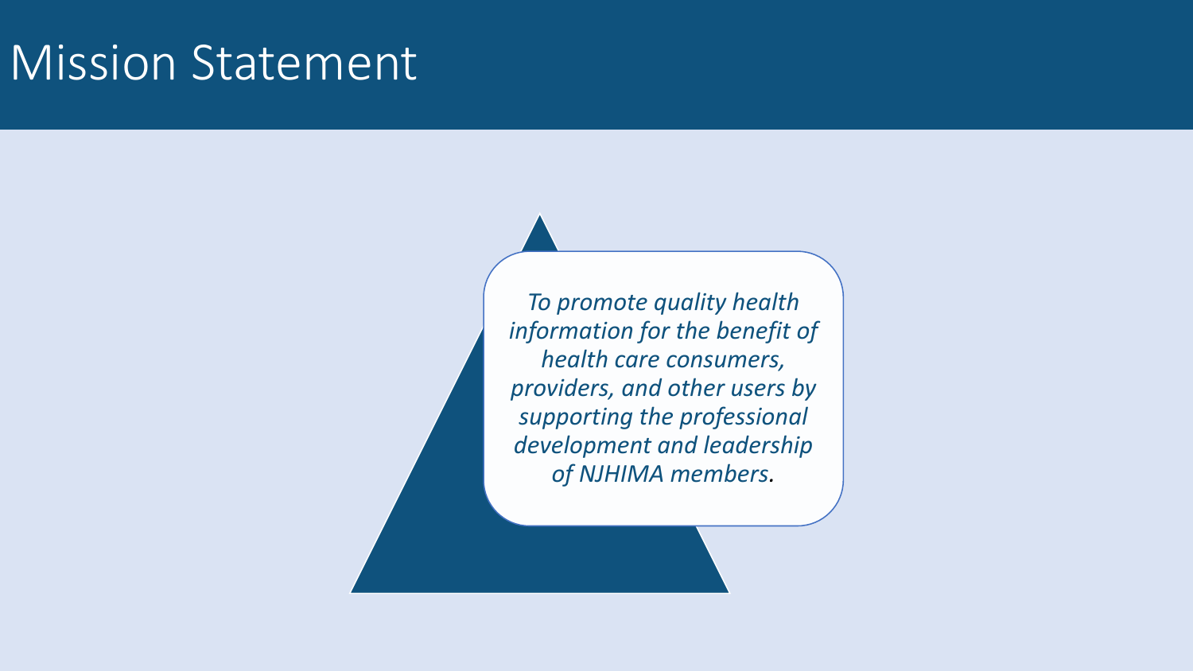# Mission Statement

*To promote quality health information for the benefit of health care consumers, providers, and other users by supporting the professional development and leadership of NJHIMA members*.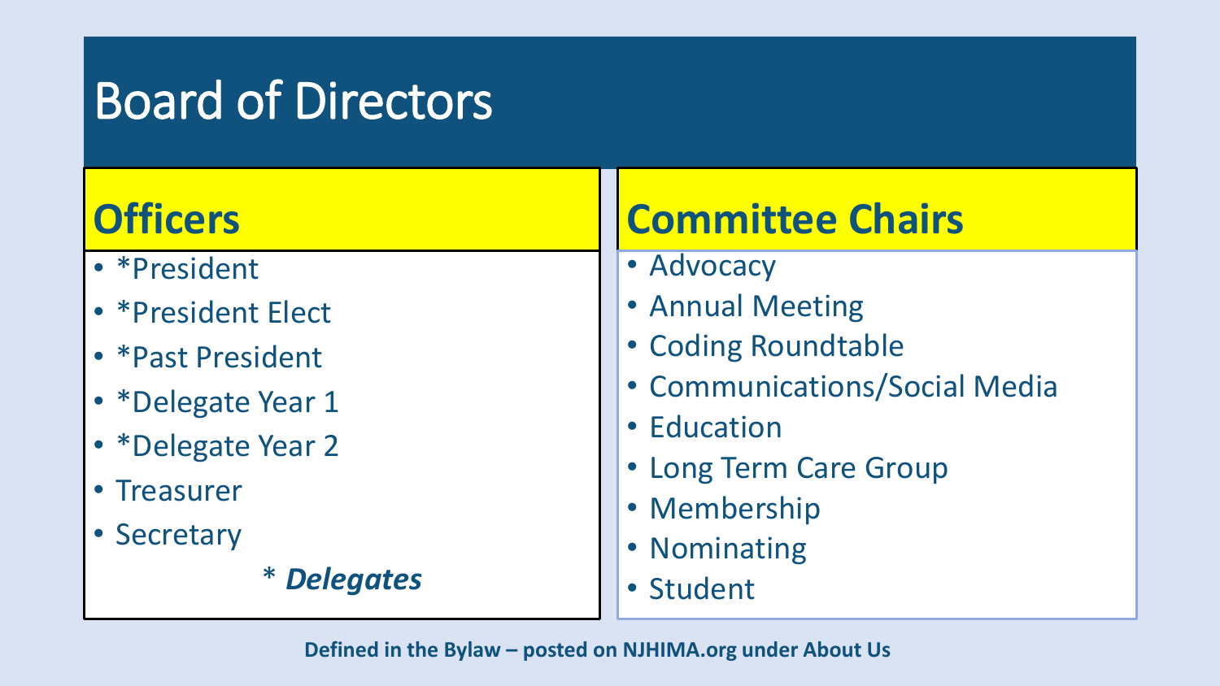# Board of Directors

## Officers

- *President
- *President Elect
- *Past President
- *Delegate Year 1
- *Delegate Year 2
- Treasurer
- Secretary

\* ***Delegates***

## Committee Chairs

- Advocacy
- Annual Meeting
- Coding Roundtable
- Communications/Social Media
- Education
- Long Term Care Group
- Membership
- Nominating
- Student

**Defined in the Bylaw – posted on NJHIMA.org under About Us**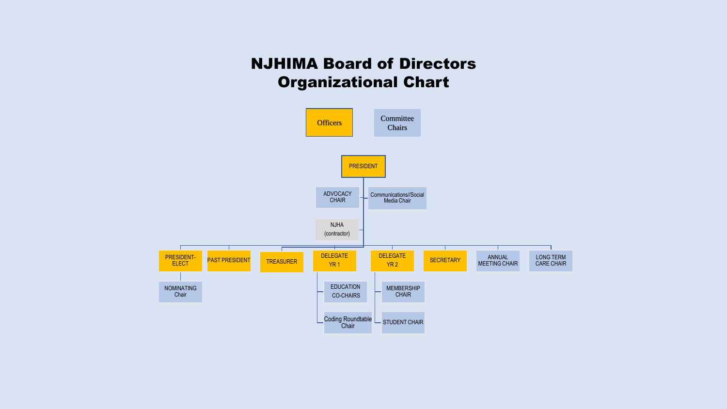# NJHIMA Board of Directors Organizational Chart

Officers

Committee Chairs

PRESIDENT

ADVOCACY CHAIR

Communications//Social Media Chair

NJHA (contractor)

PRESIDENT-ELECT

NOMINATING Chair

PAST PRESIDENT

TREASURER

DELEGATE YR 1

EDUCATION CO-CHAIRS

Coding Roundtable Chair

DELEGATE YR 2

MEMBERSHIP CHAIR

STUDENT CHAIR

SECRETARY

ANNUAL MEETING CHAIR

LONG TERM CARE CHAIR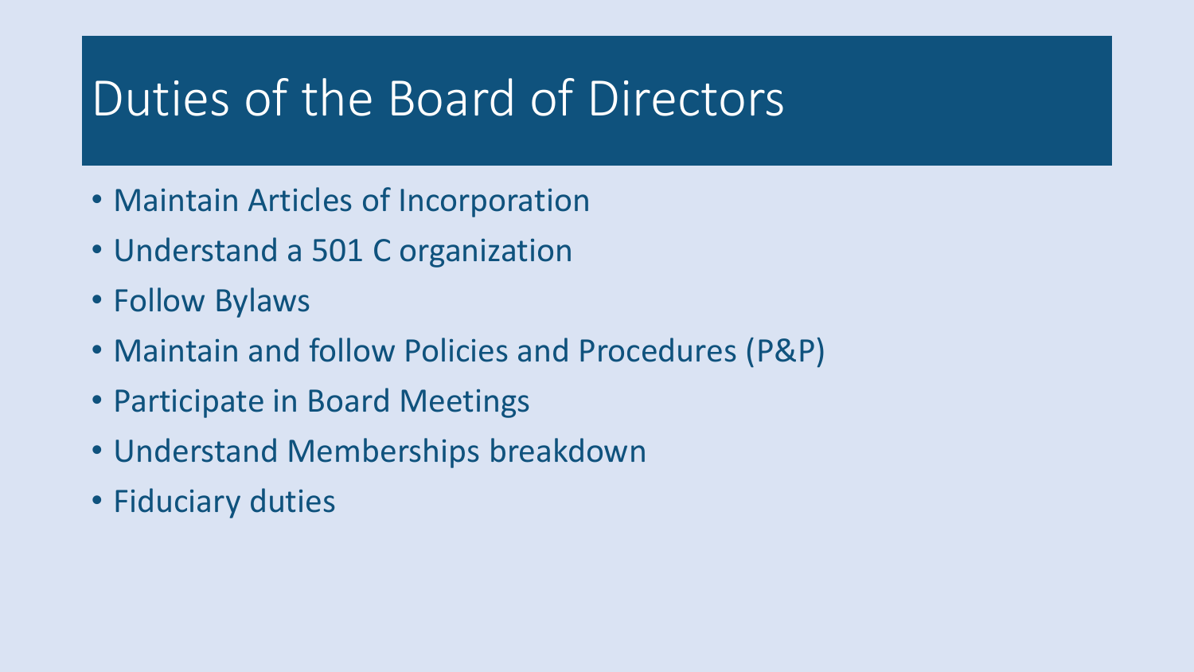# Duties of the Board of Directors

- Maintain Articles of Incorporation
- Understand a 501 C organization
- Follow Bylaws
- Maintain and follow Policies and Procedures (P&P)
- Participate in Board Meetings
- Understand Memberships breakdown
- Fiduciary duties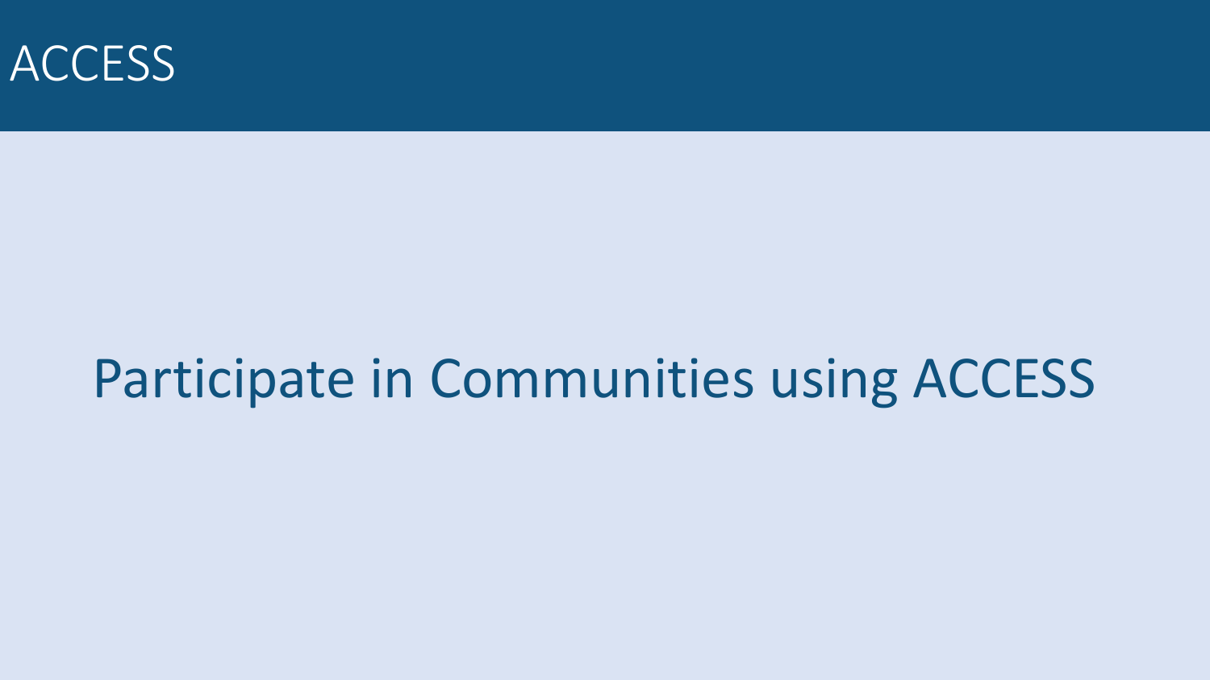# ACCESS

## Participate in Communities using ACCESS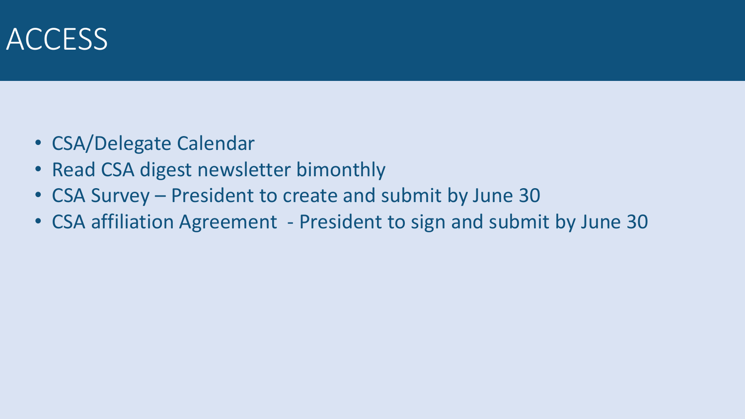# ACCESS

- CSA/Delegate Calendar
- Read CSA digest newsletter bimonthly
- CSA Survey – President to create and submit by June 30
- CSA affiliation Agreement - President to sign and submit by June 30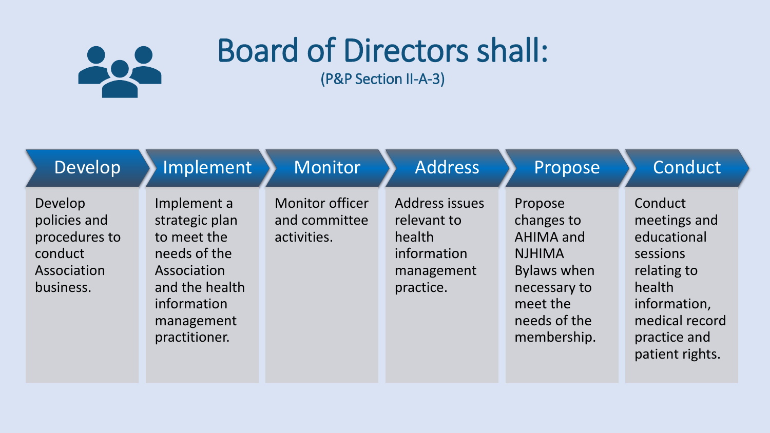# Board of Directors shall:

(P&P Section II-A-3)

| Develop | Implement | Monitor | Address | Propose | Conduct |
| --- | --- | --- | --- | --- | --- |
| Develop policies and procedures to conduct Association business. | Implement a strategic plan to meet the needs of the Association and the health information management practitioner. | Monitor officer and committee activities. | Address issues relevant to health information management practice. | Propose changes to AHIMA and NJHIMA Bylaws when necessary to meet the needs of the membership. | Conduct meetings and educational sessions relating to health information, medical record practice and patient rights. |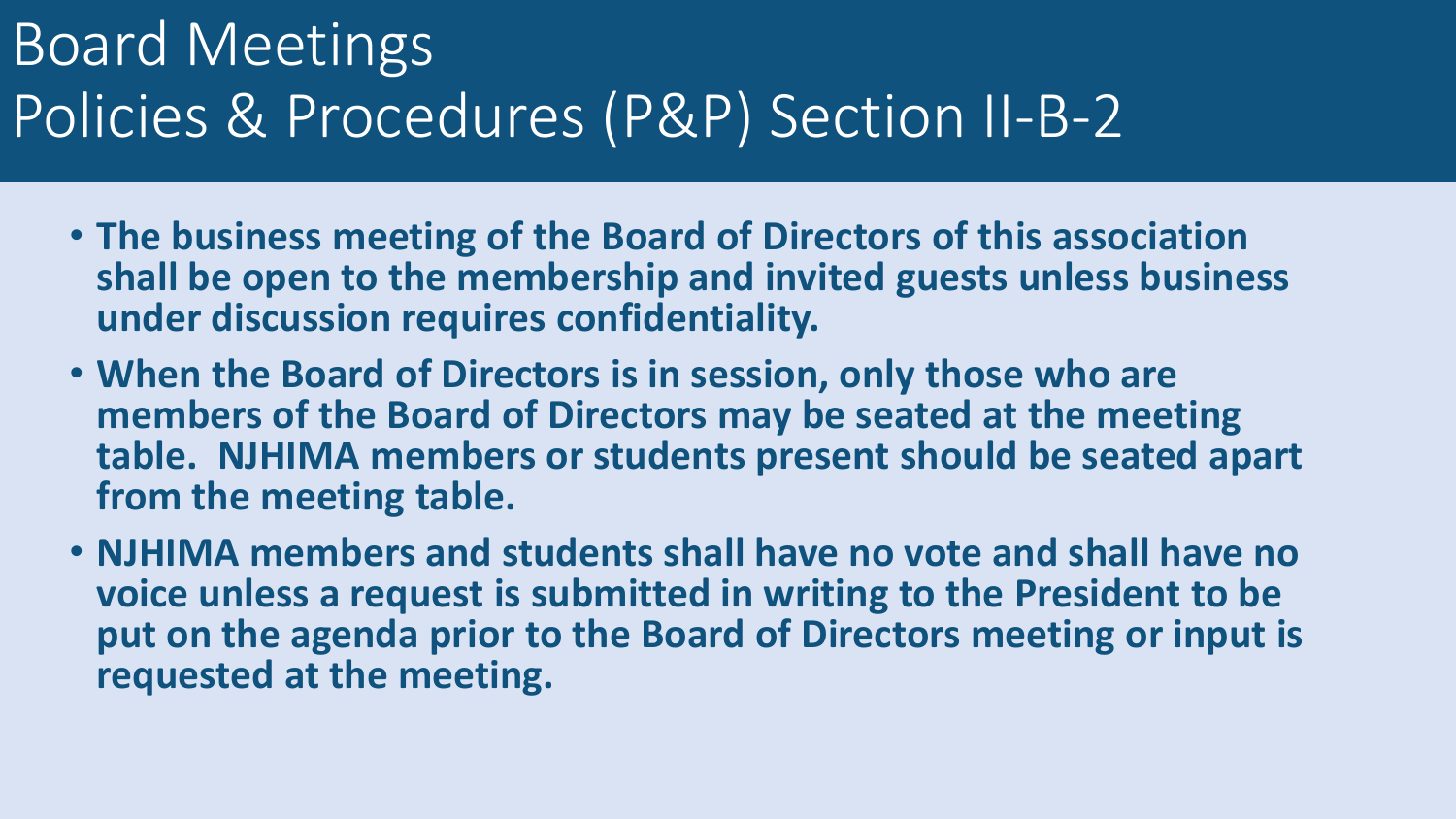# Board Meetings
# Policies & Procedures (P&P) Section II-B-2

- **The business meeting of the Board of Directors of this association shall be open to the membership and invited guests unless business under discussion requires confidentiality.**
- **When the Board of Directors is in session, only those who are members of the Board of Directors may be seated at the meeting table. NJHIMA members or students present should be seated apart from the meeting table.**
- **NJHIMA members and students shall have no vote and shall have no voice unless a request is submitted in writing to the President to be put on the agenda prior to the Board of Directors meeting or input is requested at the meeting.**